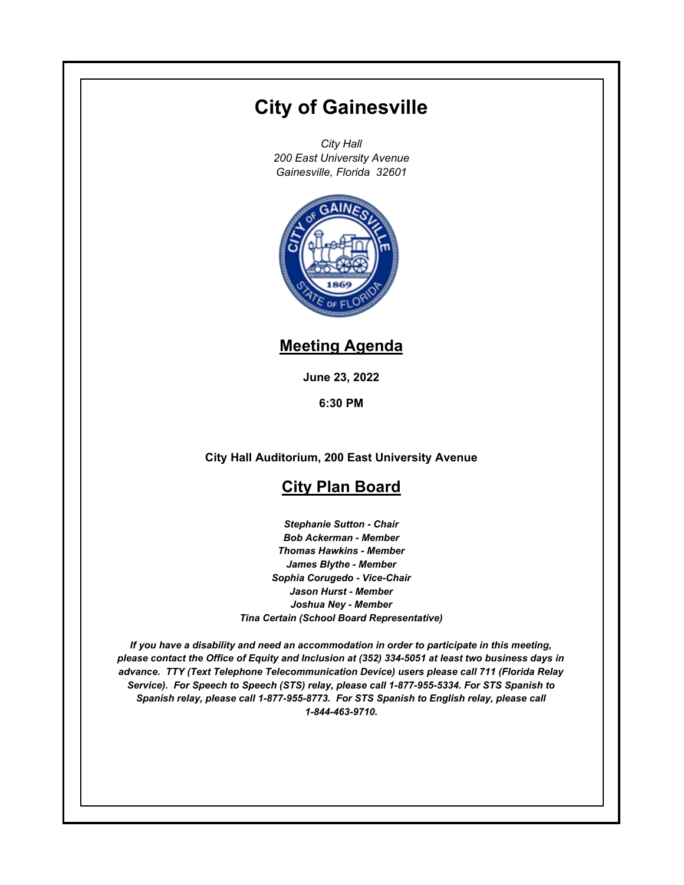# City of Gainesville

*City Hall*
*200 East University Avenue*
*Gainesville, Florida 32601*

## Meeting Agenda

**June 23, 2022**

**6:30 PM**

**City Hall Auditorium, 200 East University Avenue**

## City Plan Board

***Stephanie Sutton - Chair***
***Bob Ackerman - Member***
***Thomas Hawkins - Member***
***James Blythe - Member***
***Sophia Corugedo - Vice-Chair***
***Jason Hurst - Member***
***Joshua Ney - Member***
***Tina Certain (School Board Representative)***

***If you have a disability and need an accommodation in order to participate in this meeting, please contact the Office of Equity and Inclusion at (352) 334-5051 at least two business days in advance. TTY (Text Telephone Telecommunication Device) users please call 711 (Florida Relay Service). For Speech to Speech (STS) relay, please call 1-877-955-5334. For STS Spanish to Spanish relay, please call 1-877-955-8773. For STS Spanish to English relay, please call 1-844-463-9710.***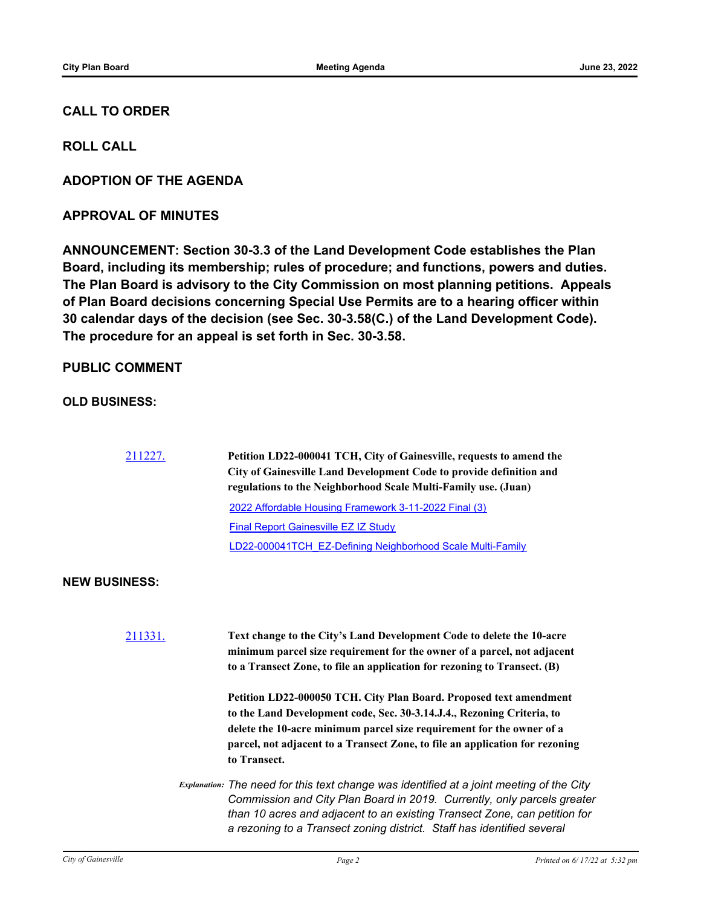## CALL TO ORDER

## ROLL CALL

## ADOPTION OF THE AGENDA

## APPROVAL OF MINUTES

**ANNOUNCEMENT: Section 30-3.3 of the Land Development Code establishes the Plan Board, including its membership; rules of procedure; and functions, powers and duties. The Plan Board is advisory to the City Commission on most planning petitions. Appeals of Plan Board decisions concerning Special Use Permits are to a hearing officer within 30 calendar days of the decision (see Sec. 30-3.58(C.) of the Land Development Code). The procedure for an appeal is set forth in Sec. 30-3.58.**

## PUBLIC COMMENT

### OLD BUSINESS:

211227. **Petition LD22-000041 TCH, City of Gainesville, requests to amend the City of Gainesville Land Development Code to provide definition and regulations to the Neighborhood Scale Multi-Family use. (Juan)**

2022 Affordable Housing Framework 3-11-2022 Final (3)

Final Report Gainesville EZ IZ Study

LD22-000041TCH_EZ-Defining Neighborhood Scale Multi-Family

### NEW BUSINESS:

211331. **Text change to the City's Land Development Code to delete the 10-acre minimum parcel size requirement for the owner of a parcel, not adjacent to a Transect Zone, to file an application for rezoning to Transect. (B)**

**Petition LD22-000050 TCH. City Plan Board. Proposed text amendment to the Land Development code, Sec. 30-3.14.J.4., Rezoning Criteria, to delete the 10-acre minimum parcel size requirement for the owner of a parcel, not adjacent to a Transect Zone, to file an application for rezoning to Transect.**

*Explanation: The need for this text change was identified at a joint meeting of the City Commission and City Plan Board in 2019. Currently, only parcels greater than 10 acres and adjacent to an existing Transect Zone, can petition for a rezoning to a Transect zoning district. Staff has identified several*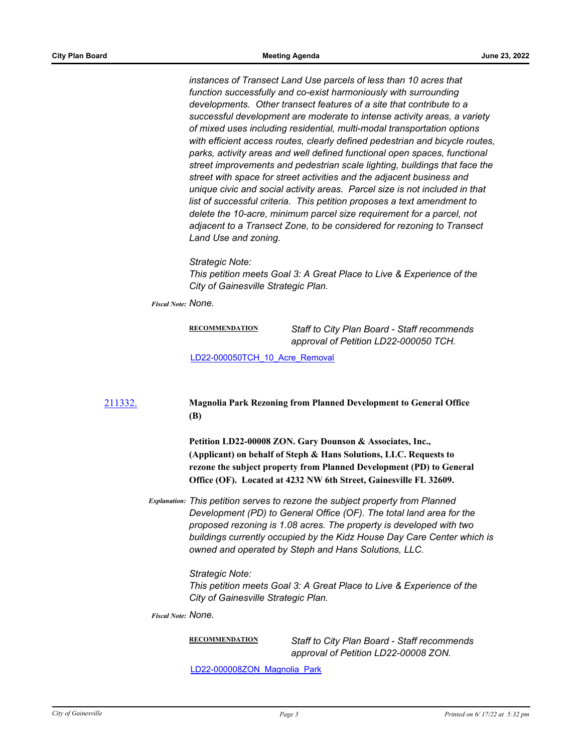*instances of Transect Land Use parcels of less than 10 acres that function successfully and co-exist harmoniously with surrounding developments. Other transect features of a site that contribute to a successful development are moderate to intense activity areas, a variety of mixed uses including residential, multi-modal transportation options with efficient access routes, clearly defined pedestrian and bicycle routes, parks, activity areas and well defined functional open spaces, functional street improvements and pedestrian scale lighting, buildings that face the street with space for street activities and the adjacent business and unique civic and social activity areas. Parcel size is not included in that list of successful criteria. This petition proposes a text amendment to delete the 10-acre, minimum parcel size requirement for a parcel, not adjacent to a Transect Zone, to be considered for rezoning to Transect Land Use and zoning.*

*Strategic Note:*
*This petition meets Goal 3: A Great Place to Live & Experience of the City of Gainesville Strategic Plan.*

*Fiscal Note:* *None.*

**RECOMMENDATION** *Staff to City Plan Board - Staff recommends approval of Petition LD22-000050 TCH.*

LD22-000050TCH_10_Acre_Removal

211332. **Magnolia Park Rezoning from Planned Development to General Office (B)**

**Petition LD22-00008 ZON. Gary Dounson & Associates, Inc., (Applicant) on behalf of Steph & Hans Solutions, LLC. Requests to rezone the subject property from Planned Development (PD) to General Office (OF). Located at 4232 NW 6th Street, Gainesville FL 32609.**

*Explanation:* *This petition serves to rezone the subject property from Planned Development (PD) to General Office (OF). The total land area for the proposed rezoning is 1.08 acres. The property is developed with two buildings currently occupied by the Kidz House Day Care Center which is owned and operated by Steph and Hans Solutions, LLC.*

*Strategic Note:*
*This petition meets Goal 3: A Great Place to Live & Experience of the City of Gainesville Strategic Plan.*

*Fiscal Note:* *None.*

**RECOMMENDATION** *Staff to City Plan Board - Staff recommends approval of Petition LD22-00008 ZON.*

LD22-000008ZON_Magnolia_Park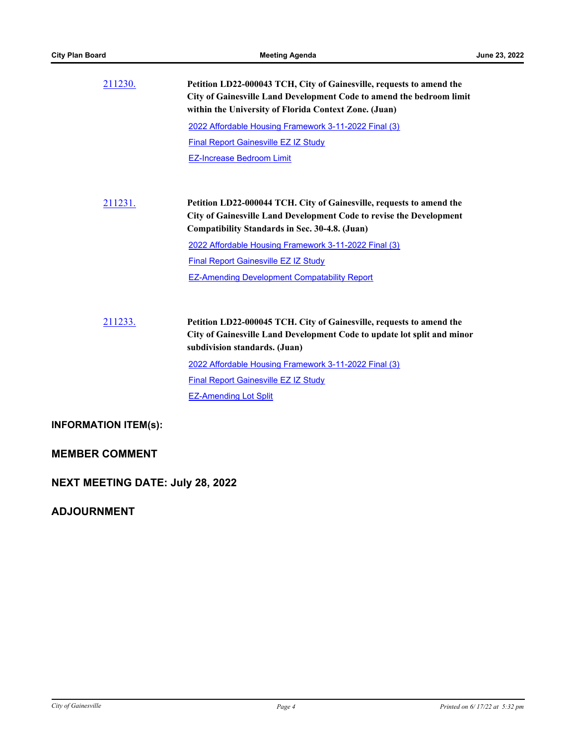211230. **Petition LD22-000043 TCH, City of Gainesville, requests to amend the City of Gainesville Land Development Code to amend the bedroom limit within the University of Florida Context Zone. (Juan)**

2022 Affordable Housing Framework 3-11-2022 Final (3)

Final Report Gainesville EZ IZ Study

EZ-Increase Bedroom Limit

211231. **Petition LD22-000044 TCH. City of Gainesville, requests to amend the City of Gainesville Land Development Code to revise the Development Compatibility Standards in Sec. 30-4.8. (Juan)**

2022 Affordable Housing Framework 3-11-2022 Final (3)

Final Report Gainesville EZ IZ Study

EZ-Amending Development Compatability Report

211233. **Petition LD22-000045 TCH. City of Gainesville, requests to amend the City of Gainesville Land Development Code to update lot split and minor subdivision standards. (Juan)**

2022 Affordable Housing Framework 3-11-2022 Final (3)

Final Report Gainesville EZ IZ Study

EZ-Amending Lot Split

## INFORMATION ITEM(s):

## MEMBER COMMENT

## NEXT MEETING DATE: July 28, 2022

## ADJOURNMENT